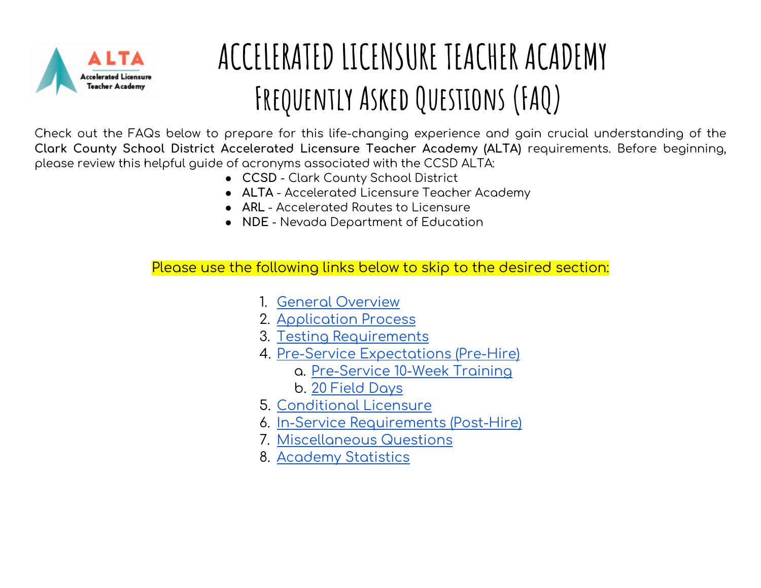# ACCELERATED LICENSURE TEACHER ACADEMY

## Frequently Asked Questions (FAQ)

Check out the FAQs below to prepare for this life-changing experience and gain crucial understanding of the **Clark County School District Accelerated Licensure Teacher Academy (ALTA)** requirements. Before beginning, please review this helpful guide of acronyms associated with the CCSD ALTA:

- **CCSD** - Clark County School District
- **ALTA** - Accelerated Licensure Teacher Academy
- **ARL** - Accelerated Routes to Licensure
- **NDE** - Nevada Department of Education

Please use the following links below to skip to the desired section:

1. General Overview
2. Application Process
3. Testing Requirements
4. Pre-Service Expectations (Pre-Hire)
    a. Pre-Service 10-Week Training
    b. 20 Field Days
5. Conditional Licensure
6. In-Service Requirements (Post-Hire)
7. Miscellaneous Questions
8. Academy Statistics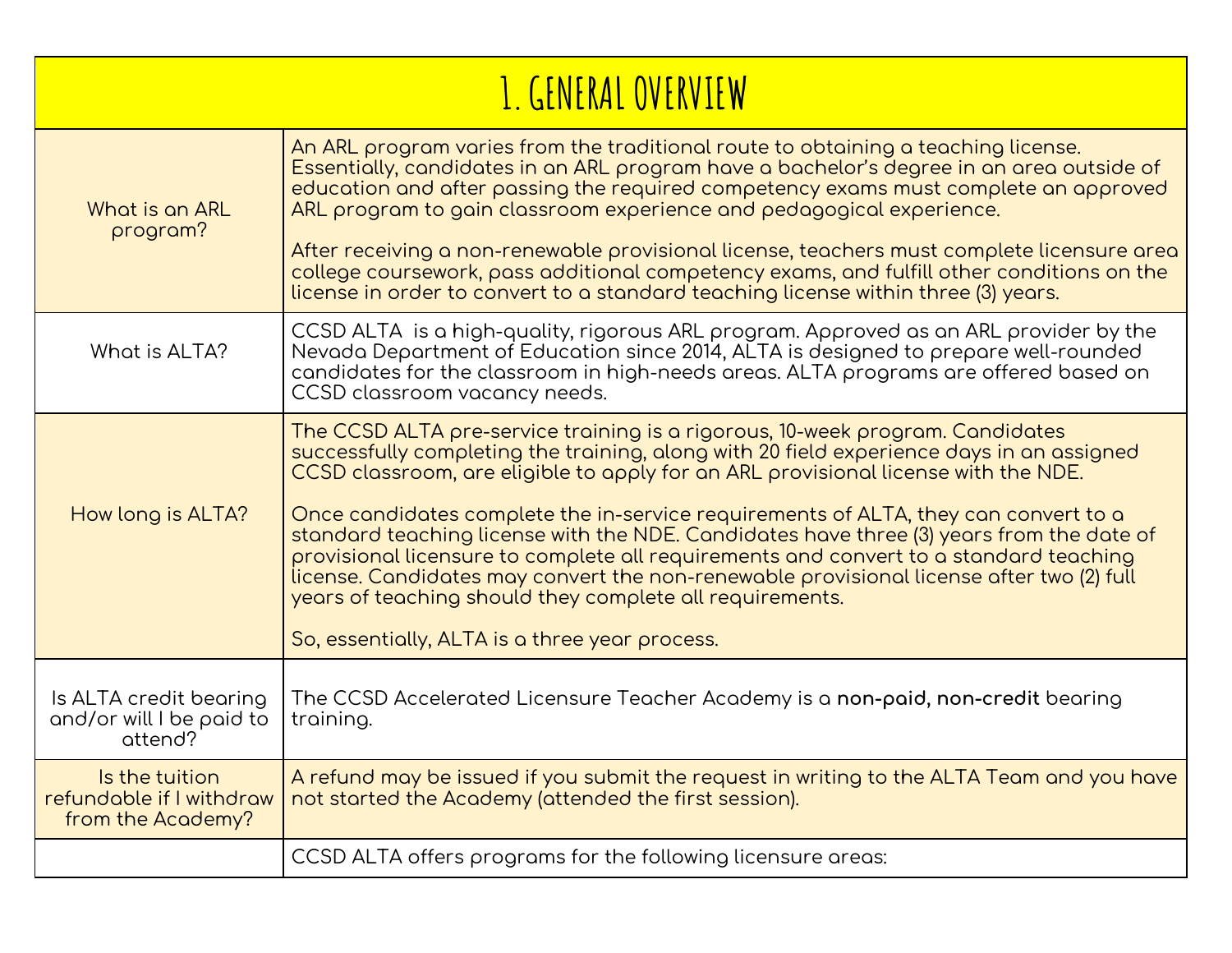# 1. GENERAL OVERVIEW

| | |
|---|---|
| What is an ARL program? | An ARL program varies from the traditional route to obtaining a teaching license. Essentially, candidates in an ARL program have a bachelor's degree in an area outside of education and after passing the required competency exams must complete an approved ARL program to gain classroom experience and pedagogical experience.<br><br>After receiving a non-renewable provisional license, teachers must complete licensure area college coursework, pass additional competency exams, and fulfill other conditions on the license in order to convert to a standard teaching license within three (3) years. |
| What is ALTA? | CCSD ALTA is a high-quality, rigorous ARL program. Approved as an ARL provider by the Nevada Department of Education since 2014, ALTA is designed to prepare well-rounded candidates for the classroom in high-needs areas. ALTA programs are offered based on CCSD classroom vacancy needs. |
| How long is ALTA? | The CCSD ALTA pre-service training is a rigorous, 10-week program. Candidates successfully completing the training, along with 20 field experience days in an assigned CCSD classroom, are eligible to apply for an ARL provisional license with the NDE.<br><br>Once candidates complete the in-service requirements of ALTA, they can convert to a standard teaching license with the NDE. Candidates have three (3) years from the date of provisional licensure to complete all requirements and convert to a standard teaching license. Candidates may convert the non-renewable provisional license after two (2) full years of teaching should they complete all requirements.<br><br>So, essentially, ALTA is a three year process. |
| Is ALTA credit bearing and/or will I be paid to attend? | The CCSD Accelerated Licensure Teacher Academy is a **non-paid, non-credit** bearing training. |
| Is the tuition refundable if I withdraw from the Academy? | A refund may be issued if you submit the request in writing to the ALTA Team and you have not started the Academy (attended the first session). |
| | CCSD ALTA offers programs for the following licensure areas: |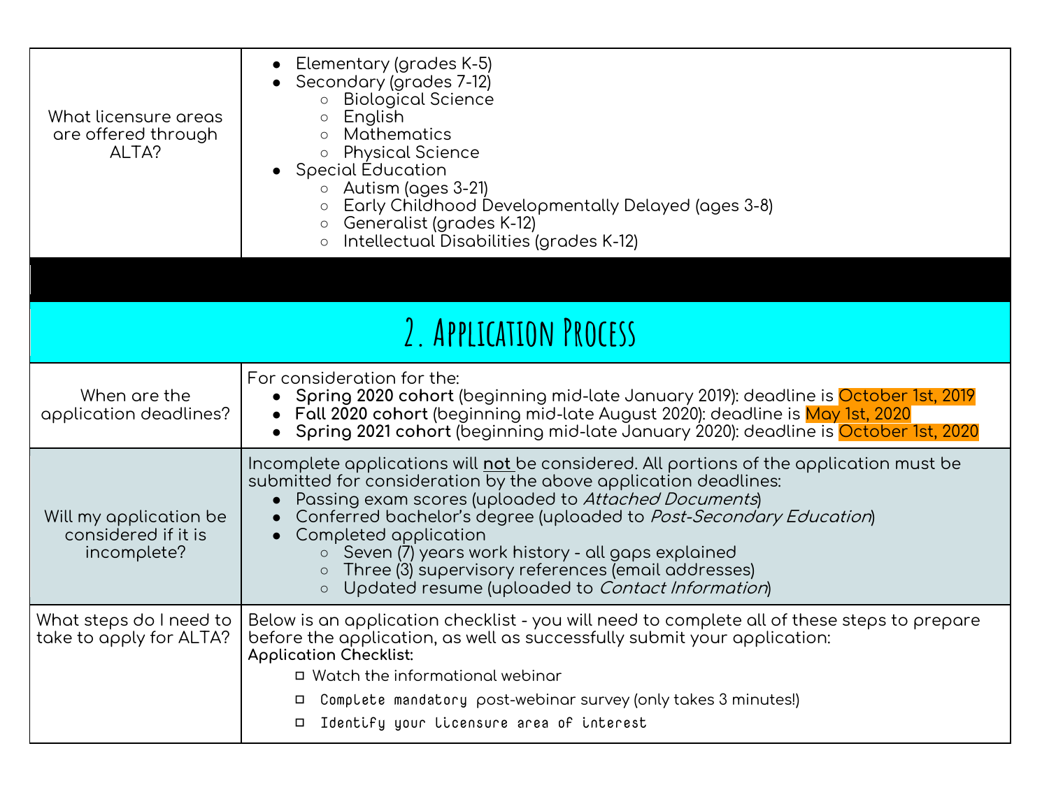| | |
|---|---|
| What licensure areas are offered through ALTA? | • Elementary (grades K-5)<br>• Secondary (grades 7-12)<br>  ○ Biological Science<br>  ○ English<br>  ○ Mathematics<br>  ○ Physical Science<br>• Special Education<br>  ○ Autism (ages 3-21)<br>  ○ Early Childhood Developmentally Delayed (ages 3-8)<br>  ○ Generalist (grades K-12)<br>  ○ Intellectual Disabilities (grades K-12) |

## 2. Application Process

| | |
|---|---|
| When are the application deadlines? | For consideration for the:<br>• **Spring 2020 cohort** (beginning mid-late January 2019): deadline is October 1st, 2019<br>• **Fall 2020 cohort** (beginning mid-late August 2020): deadline is May 1st, 2020<br>• **Spring 2021 cohort** (beginning mid-late January 2020): deadline is October 1st, 2020 |
| Will my application be considered if it is incomplete? | Incomplete applications will **not** be considered. All portions of the application must be submitted for consideration by the above application deadlines:<br>• Passing exam scores (uploaded to *Attached Documents*)<br>• Conferred bachelor's degree (uploaded to *Post-Secondary Education*)<br>• Completed application<br>  ○ Seven (7) years work history - all gaps explained<br>  ○ Three (3) supervisory references (email addresses)<br>  ○ Updated resume (uploaded to *Contact Information*) |
| What steps do I need to take to apply for ALTA? | Below is an application checklist - you will need to complete all of these steps to prepare before the application, as well as successfully submit your application:<br>**Application Checklist:**<br>☐ Watch the informational webinar<br>☐ Complete mandatory post-webinar survey (only takes 3 minutes!)<br>☐ Identify your licensure area of interest |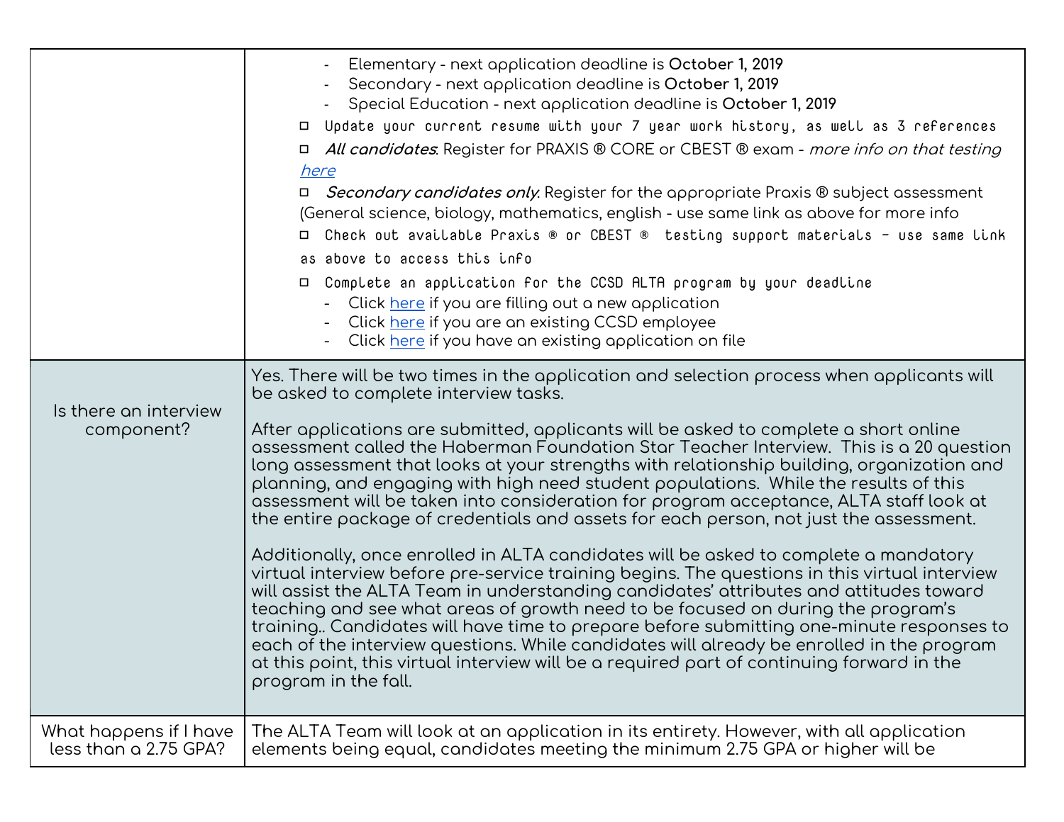| | |
|---|---|
| | - Elementary - next application deadline is **October 1, 2019**<br>- Secondary - next application deadline is **October 1, 2019**<br>- Special Education - next application deadline is **October 1, 2019**<br>☐ Update your current resume with your 7 year work history, as well as 3 references<br>☐ ***All candidates***: Register for PRAXIS ® CORE or CBEST ® exam - *more info on that testing here*<br>☐ ***Secondary candidates only***: Register for the appropriate Praxis ® subject assessment (General science, biology, mathematics, english - use same link as above for more info<br>☐ Check out available Praxis ® or CBEST ® testing support materials - use same link as above to access this info<br>☐ Complete an application for the CCSD ALTA program by your deadline<br>- Click here if you are filling out a new application<br>- Click here if you are an existing CCSD employee<br>- Click here if you have an existing application on file |
| Is there an interview component? | Yes. There will be two times in the application and selection process when applicants will be asked to complete interview tasks.<br><br>After applications are submitted, applicants will be asked to complete a short online assessment called the Haberman Foundation Star Teacher Interview. This is a 20 question long assessment that looks at your strengths with relationship building, organization and planning, and engaging with high need student populations. While the results of this assessment will be taken into consideration for program acceptance, ALTA staff look at the entire package of credentials and assets for each person, not just the assessment.<br><br>Additionally, once enrolled in ALTA candidates will be asked to complete a mandatory virtual interview before pre-service training begins. The questions in this virtual interview will assist the ALTA Team in understanding candidates' attributes and attitudes toward teaching and see what areas of growth need to be focused on during the program's training.. Candidates will have time to prepare before submitting one-minute responses to each of the interview questions. While candidates will already be enrolled in the program at this point, this virtual interview will be a required part of continuing forward in the program in the fall. |
| What happens if I have less than a 2.75 GPA? | The ALTA Team will look at an application in its entirety. However, with all application elements being equal, candidates meeting the minimum 2.75 GPA or higher will be |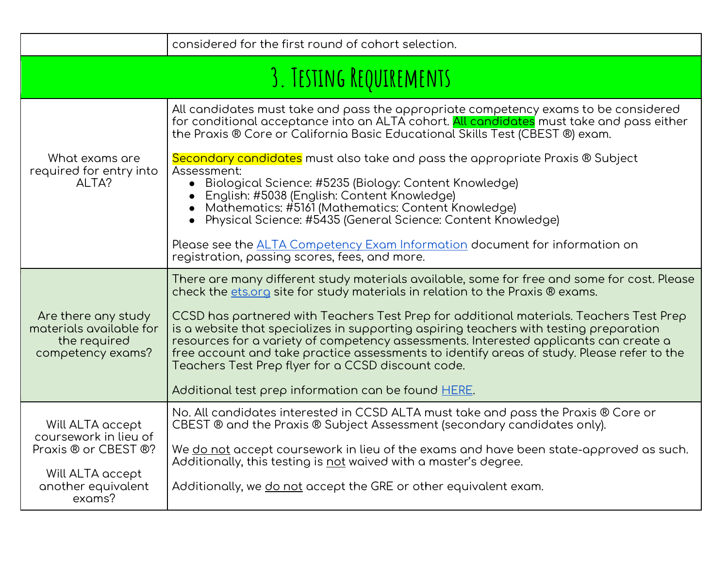| | considered for the first round of cohort selection. |
|---|---|

## 3. Testing Requirements

| | |
|---|---|
| What exams are required for entry into ALTA? | All candidates must take and pass the appropriate competency exams to be considered for conditional acceptance into an ALTA cohort. All candidates must take and pass either the Praxis ® Core or California Basic Educational Skills Test (CBEST ®) exam.<br><br>Secondary candidates must also take and pass the appropriate Praxis ® Subject Assessment:<br>• Biological Science: #5235 (Biology: Content Knowledge)<br>• English: #5038 (English: Content Knowledge)<br>• Mathematics: #5161 (Mathematics: Content Knowledge)<br>• Physical Science: #5435 (General Science: Content Knowledge)<br><br>Please see the ALTA Competency Exam Information document for information on registration, passing scores, fees, and more. |
| Are there any study materials available for the required competency exams? | There are many different study materials available, some for free and some for cost. Please check the ets.org site for study materials in relation to the Praxis ® exams.<br><br>CCSD has partnered with Teachers Test Prep for additional materials. Teachers Test Prep is a website that specializes in supporting aspiring teachers with testing preparation resources for a variety of competency assessments. Interested applicants can create a free account and take practice assessments to identify areas of study. Please refer to the Teachers Test Prep flyer for a CCSD discount code.<br><br>Additional test prep information can be found HERE. |
| Will ALTA accept coursework in lieu of Praxis ® or CBEST ®?<br><br>Will ALTA accept another equivalent exams? | No. All candidates interested in CCSD ALTA must take and pass the Praxis ® Core or CBEST ® and the Praxis ® Subject Assessment (secondary candidates only).<br><br>We do not accept coursework in lieu of the exams and have been state-approved as such. Additionally, this testing is not waived with a master's degree.<br><br>Additionally, we do not accept the GRE or other equivalent exam. |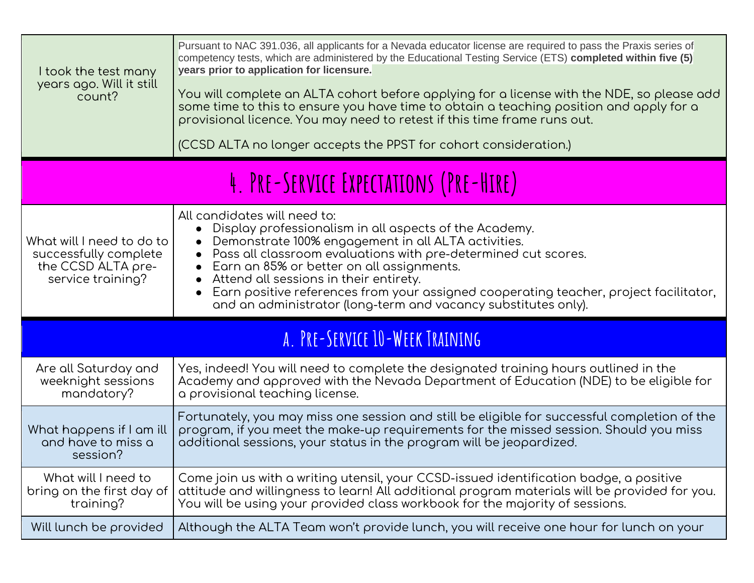| | |
|---|---|
| I took the test many years ago. Will it still count? | Pursuant to NAC 391.036, all applicants for a Nevada educator license are required to pass the Praxis series of competency tests, which are administered by the Educational Testing Service (ETS) **completed within five (5) years prior to application for licensure.**<br><br>You will complete an ALTA cohort before applying for a license with the NDE, so please add some time to this to ensure you have time to obtain a teaching position and apply for a provisional licence. You may need to retest if this time frame runs out.<br><br>(CCSD ALTA no longer accepts the PPST for cohort consideration.) |

## 4. Pre-Service Expectations (Pre-Hire)

| | |
|---|---|
| What will I need to do to successfully complete the CCSD ALTA pre-service training? | All candidates will need to:<br>• Display professionalism in all aspects of the Academy.<br>• Demonstrate 100% engagement in all ALTA activities.<br>• Pass all classroom evaluations with pre-determined cut scores.<br>• Earn an 85% or better on all assignments.<br>• Attend all sessions in their entirety.<br>• Earn positive references from your assigned cooperating teacher, project facilitator, and an administrator (long-term and vacancy substitutes only). |

### A. Pre-Service 10-Week Training

| | |
|---|---|
| Are all Saturday and weeknight sessions mandatory? | Yes, indeed! You will need to complete the designated training hours outlined in the Academy and approved with the Nevada Department of Education (NDE) to be eligible for a provisional teaching license. |
| What happens if I am ill and have to miss a session? | Fortunately, you may miss one session and still be eligible for successful completion of the program, if you meet the make-up requirements for the missed session. Should you miss additional sessions, your status in the program will be jeopardized. |
| What will I need to bring on the first day of training? | Come join us with a writing utensil, your CCSD-issued identification badge, a positive attitude and willingness to learn! All additional program materials will be provided for you. You will be using your provided class workbook for the majority of sessions. |
| Will lunch be provided | Although the ALTA Team won't provide lunch, you will receive one hour for lunch on your |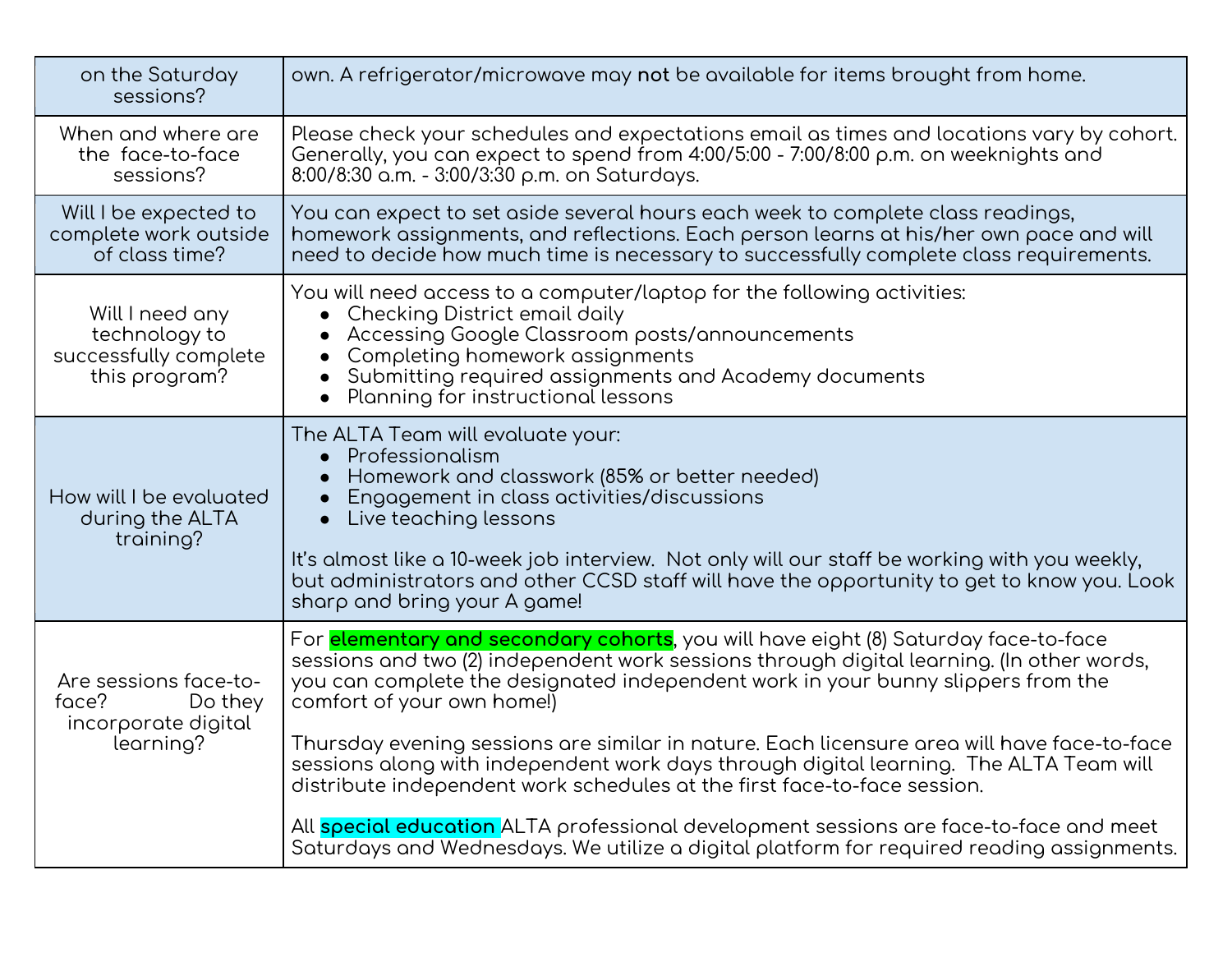| | |
|---|---|
| on the Saturday sessions? | own. A refrigerator/microwave may **not** be available for items brought from home. |
| When and where are the face-to-face sessions? | Please check your schedules and expectations email as times and locations vary by cohort. Generally, you can expect to spend from 4:00/5:00 - 7:00/8:00 p.m. on weeknights and 8:00/8:30 a.m. - 3:00/3:30 p.m. on Saturdays. |
| Will I be expected to complete work outside of class time? | You can expect to set aside several hours each week to complete class readings, homework assignments, and reflections. Each person learns at his/her own pace and will need to decide how much time is necessary to successfully complete class requirements. |
| Will I need any technology to successfully complete this program? | You will need access to a computer/laptop for the following activities:<br>• Checking District email daily<br>• Accessing Google Classroom posts/announcements<br>• Completing homework assignments<br>• Submitting required assignments and Academy documents<br>• Planning for instructional lessons |
| How will I be evaluated during the ALTA training? | The ALTA Team will evaluate your:<br>• Professionalism<br>• Homework and classwork (85% or better needed)<br>• Engagement in class activities/discussions<br>• Live teaching lessons<br><br>It's almost like a 10-week job interview. Not only will our staff be working with you weekly, but administrators and other CCSD staff will have the opportunity to get to know you. Look sharp and bring your A game! |
| Are sessions face-to-face? Do they incorporate digital learning? | For **elementary and secondary cohorts**, you will have eight (8) Saturday face-to-face sessions and two (2) independent work sessions through digital learning. (In other words, you can complete the designated independent work in your bunny slippers from the comfort of your own home!)<br><br>Thursday evening sessions are similar in nature. Each licensure area will have face-to-face sessions along with independent work days through digital learning. The ALTA Team will distribute independent work schedules at the first face-to-face session.<br><br>All **special education** ALTA professional development sessions are face-to-face and meet Saturdays and Wednesdays. We utilize a digital platform for required reading assignments. |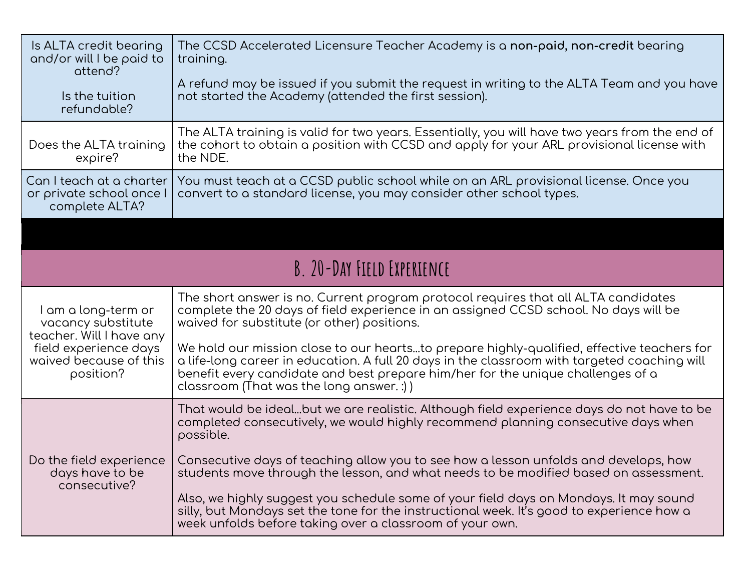| Question | Answer |
|---|---|
| Is ALTA credit bearing and/or will I be paid to attend?<br><br>Is the tuition refundable? | The CCSD Accelerated Licensure Teacher Academy is a **non-paid, non-credit** bearing training.<br><br>A refund may be issued if you submit the request in writing to the ALTA Team and you have not started the Academy (attended the first session). |
| Does the ALTA training expire? | The ALTA training is valid for two years. Essentially, you will have two years from the end of the cohort to obtain a position with CCSD and apply for your ARL provisional license with the NDE. |
| Can I teach at a charter or private school once I complete ALTA? | You must teach at a CCSD public school while on an ARL provisional license. Once you convert to a standard license, you may consider other school types. |

## B. 20-Day Field Experience

| Question | Answer |
|---|---|
| I am a long-term or vacancy substitute teacher. Will I have any field experience days waived because of this position? | The short answer is no. Current program protocol requires that all ALTA candidates complete the 20 days of field experience in an assigned CCSD school. No days will be waived for substitute (or other) positions.<br><br>We hold our mission close to our hearts...to prepare highly-qualified, effective teachers for a life-long career in education. A full 20 days in the classroom with targeted coaching will benefit every candidate and best prepare him/her for the unique challenges of a classroom (That was the long answer. :) ) |
| Do the field experience days have to be consecutive? | That would be ideal...but we are realistic. Although field experience days do not have to be completed consecutively, we would highly recommend planning consecutive days when possible.<br><br>Consecutive days of teaching allow you to see how a lesson unfolds and develops, how students move through the lesson, and what needs to be modified based on assessment.<br><br>Also, we highly suggest you schedule some of your field days on Mondays. It may sound silly, but Mondays set the tone for the instructional week. It's good to experience how a week unfolds before taking over a classroom of your own. |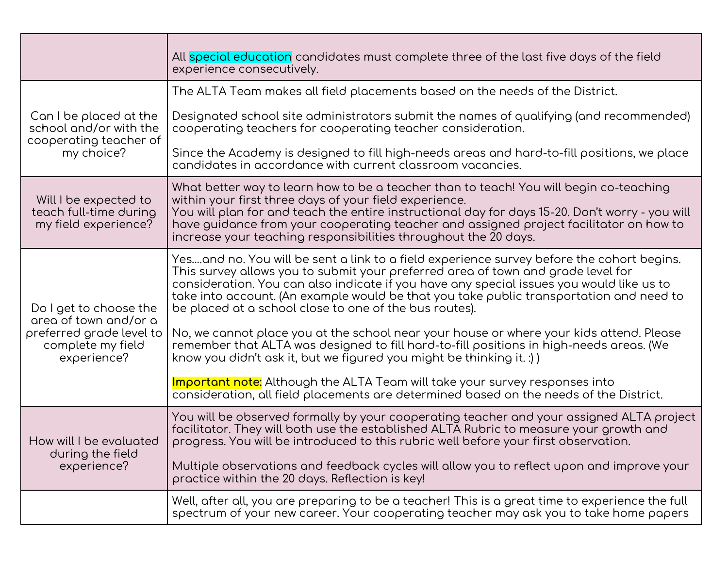| | |
|---|---|
| | All special education candidates must complete three of the last five days of the field experience consecutively. |
| Can I be placed at the school and/or with the cooperating teacher of my choice? | The ALTA Team makes all field placements based on the needs of the District.<br><br>Designated school site administrators submit the names of qualifying (and recommended) cooperating teachers for cooperating teacher consideration.<br><br>Since the Academy is designed to fill high-needs areas and hard-to-fill positions, we place candidates in accordance with current classroom vacancies. |
| Will I be expected to teach full-time during my field experience? | What better way to learn how to be a teacher than to teach! You will begin co-teaching within your first three days of your field experience.<br>You will plan for and teach the entire instructional day for days 15-20. Don't worry - you will have guidance from your cooperating teacher and assigned project facilitator on how to increase your teaching responsibilities throughout the 20 days. |
| Do I get to choose the area of town and/or a preferred grade level to complete my field experience? | Yes....and no. You will be sent a link to a field experience survey before the cohort begins. This survey allows you to submit your preferred area of town and grade level for consideration. You can also indicate if you have any special issues you would like us to take into account. (An example would be that you take public transportation and need to be placed at a school close to one of the bus routes).<br><br>No, we cannot place you at the school near your house or where your kids attend. Please remember that ALTA was designed to fill hard-to-fill positions in high-needs areas. (We know you didn't ask it, but we figured you might be thinking it. :) )<br><br>**Important note:** Although the ALTA Team will take your survey responses into consideration, all field placements are determined based on the needs of the District. |
| How will I be evaluated during the field experience? | You will be observed formally by your cooperating teacher and your assigned ALTA project facilitator. They will both use the established ALTA Rubric to measure your growth and progress. You will be introduced to this rubric well before your first observation.<br><br>Multiple observations and feedback cycles will allow you to reflect upon and improve your practice within the 20 days. Reflection is key! |
| | Well, after all, you are preparing to be a teacher! This is a great time to experience the full spectrum of your new career. Your cooperating teacher may ask you to take home papers |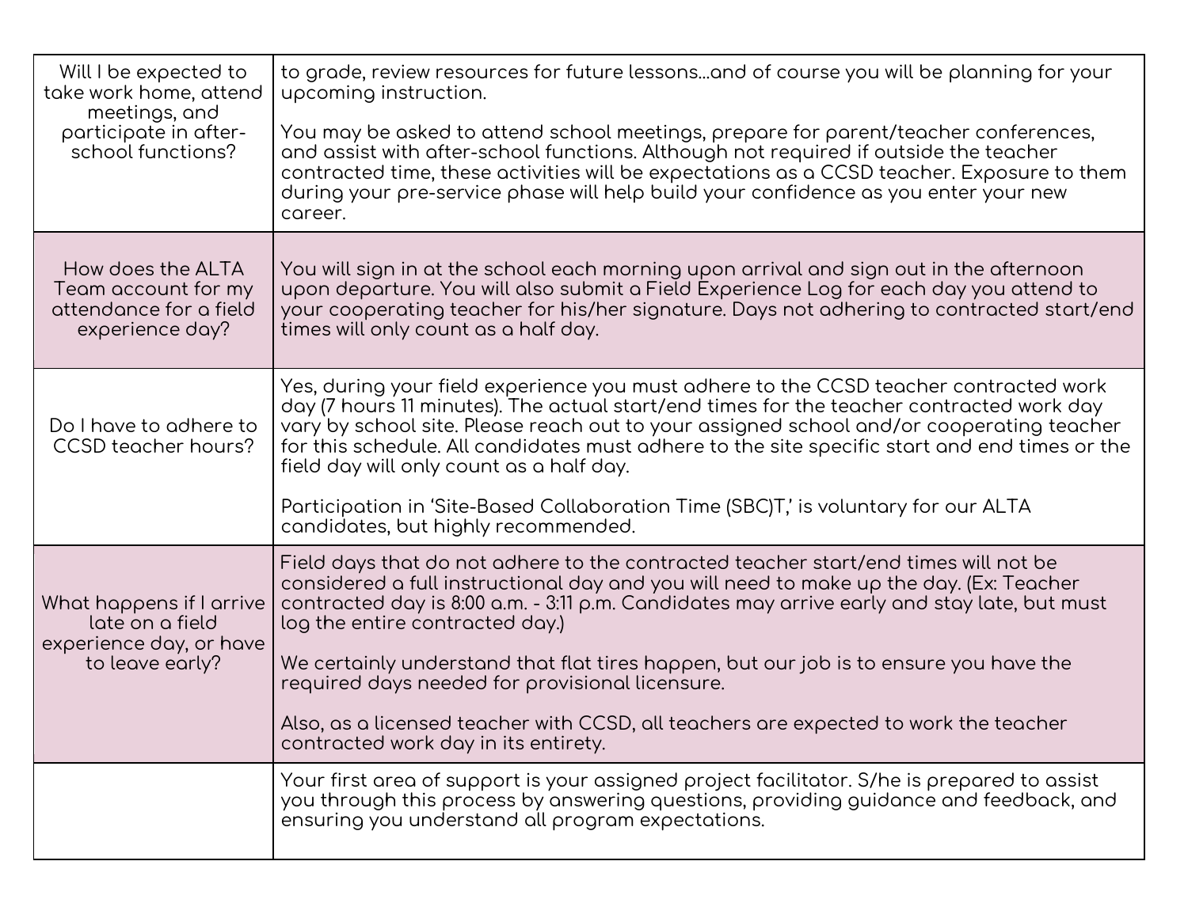| | |
|---|---|
| Will I be expected to take work home, attend meetings, and participate in after-school functions? | to grade, review resources for future lessons…and of course you will be planning for your upcoming instruction.<br><br>You may be asked to attend school meetings, prepare for parent/teacher conferences, and assist with after-school functions. Although not required if outside the teacher contracted time, these activities will be expectations as a CCSD teacher. Exposure to them during your pre-service phase will help build your confidence as you enter your new career. |
| How does the ALTA Team account for my attendance for a field experience day? | You will sign in at the school each morning upon arrival and sign out in the afternoon upon departure. You will also submit a Field Experience Log for each day you attend to your cooperating teacher for his/her signature. Days not adhering to contracted start/end times will only count as a half day. |
| Do I have to adhere to CCSD teacher hours? | Yes, during your field experience you must adhere to the CCSD teacher contracted work day (7 hours 11 minutes). The actual start/end times for the teacher contracted work day vary by school site. Please reach out to your assigned school and/or cooperating teacher for this schedule. All candidates must adhere to the site specific start and end times or the field day will only count as a half day.<br><br>Participation in 'Site-Based Collaboration Time (SBC)T,' is voluntary for our ALTA candidates, but highly recommended. |
| What happens if I arrive late on a field experience day, or have to leave early? | Field days that do not adhere to the contracted teacher start/end times will not be considered a full instructional day and you will need to make up the day. (Ex: Teacher contracted day is 8:00 a.m. - 3:11 p.m. Candidates may arrive early and stay late, but must log the entire contracted day.)<br><br>We certainly understand that flat tires happen, but our job is to ensure you have the required days needed for provisional licensure.<br><br>Also, as a licensed teacher with CCSD, all teachers are expected to work the teacher contracted work day in its entirety. |
| | Your first area of support is your assigned project facilitator. S/he is prepared to assist you through this process by answering questions, providing guidance and feedback, and ensuring you understand all program expectations. |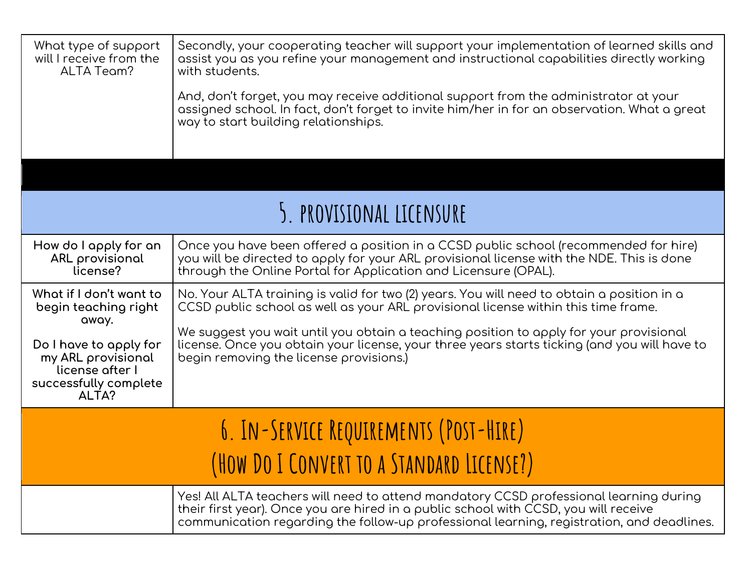| | |
|---|---|
| What type of support will I receive from the ALTA Team? | Secondly, your cooperating teacher will support your implementation of learned skills and assist you as you refine your management and instructional capabilities directly working with students.<br><br>And, don't forget, you may receive additional support from the administrator at your assigned school. In fact, don't forget to invite him/her in for an observation. What a great way to start building relationships. |

## 5. provisional licensure

| | |
|---|---|
| **How do I apply for an ARL provisional license?** | Once you have been offered a position in a CCSD public school (recommended for hire) you will be directed to apply for your ARL provisional license with the NDE. This is done through the Online Portal for Application and Licensure (OPAL). |
| **What if I don't want to begin teaching right away.**<br><br>**Do I have to apply for my ARL provisional license after I successfully complete ALTA?** | No. Your ALTA training is valid for two (2) years. You will need to obtain a position in a CCSD public school as well as your ARL provisional license within this time frame.<br><br>We suggest you wait until you obtain a teaching position to apply for your provisional license. Once you obtain your license, your three years starts ticking (and you will have to begin removing the license provisions.) |

## 6. In-Service Requirements (Post-Hire)
## (How Do I Convert to a Standard License?)

| | |
|---|---|
| | Yes! All ALTA teachers will need to attend mandatory CCSD professional learning during their first year). Once you are hired in a public school with CCSD, you will receive communication regarding the follow-up professional learning, registration, and deadlines. |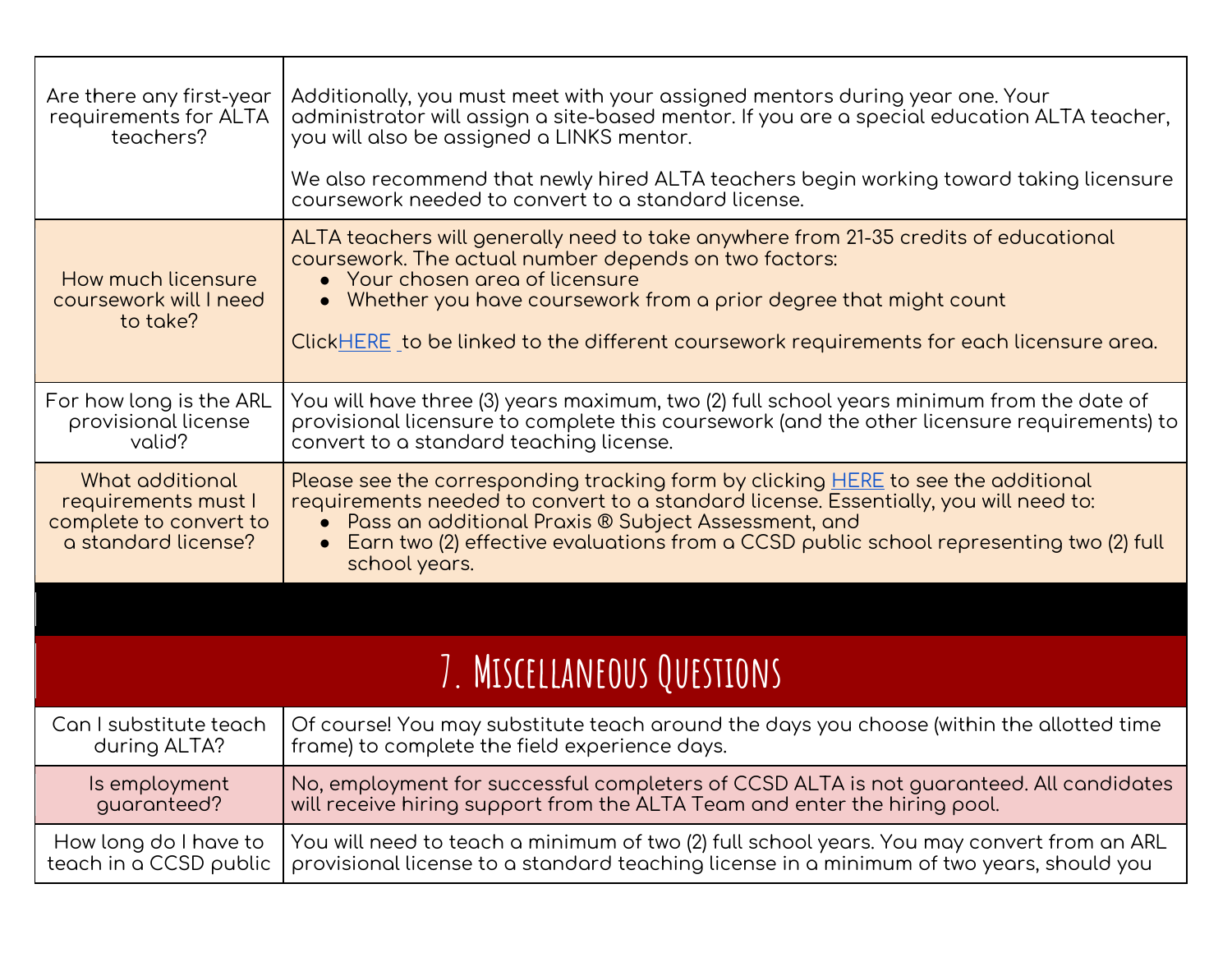| | |
|---|---|
| Are there any first-year requirements for ALTA teachers? | Additionally, you must meet with your assigned mentors during year one. Your administrator will assign a site-based mentor. If you are a special education ALTA teacher, you will also be assigned a LINKS mentor.<br><br>We also recommend that newly hired ALTA teachers begin working toward taking licensure coursework needed to convert to a standard license. |
| How much licensure coursework will I need to take? | ALTA teachers will generally need to take anywhere from 21-35 credits of educational coursework. The actual number depends on two factors:<br>• Your chosen area of licensure<br>• Whether you have coursework from a prior degree that might count<br><br>ClickHERE to be linked to the different coursework requirements for each licensure area. |
| For how long is the ARL provisional license valid? | You will have three (3) years maximum, two (2) full school years minimum from the date of provisional licensure to complete this coursework (and the other licensure requirements) to convert to a standard teaching license. |
| What additional requirements must I complete to convert to a standard license? | Please see the corresponding tracking form by clicking HERE to see the additional requirements needed to convert to a standard license. Essentially, you will need to:<br>• Pass an additional Praxis ® Subject Assessment, and<br>• Earn two (2) effective evaluations from a CCSD public school representing two (2) full school years. |

## 7. Miscellaneous Questions

| | |
|---|---|
| Can I substitute teach during ALTA? | Of course! You may substitute teach around the days you choose (within the allotted time frame) to complete the field experience days. |
| Is employment guaranteed? | No, employment for successful completers of CCSD ALTA is not guaranteed. All candidates will receive hiring support from the ALTA Team and enter the hiring pool. |
| How long do I have to teach in a CCSD public | You will need to teach a minimum of two (2) full school years. You may convert from an ARL provisional license to a standard teaching license in a minimum of two years, should you |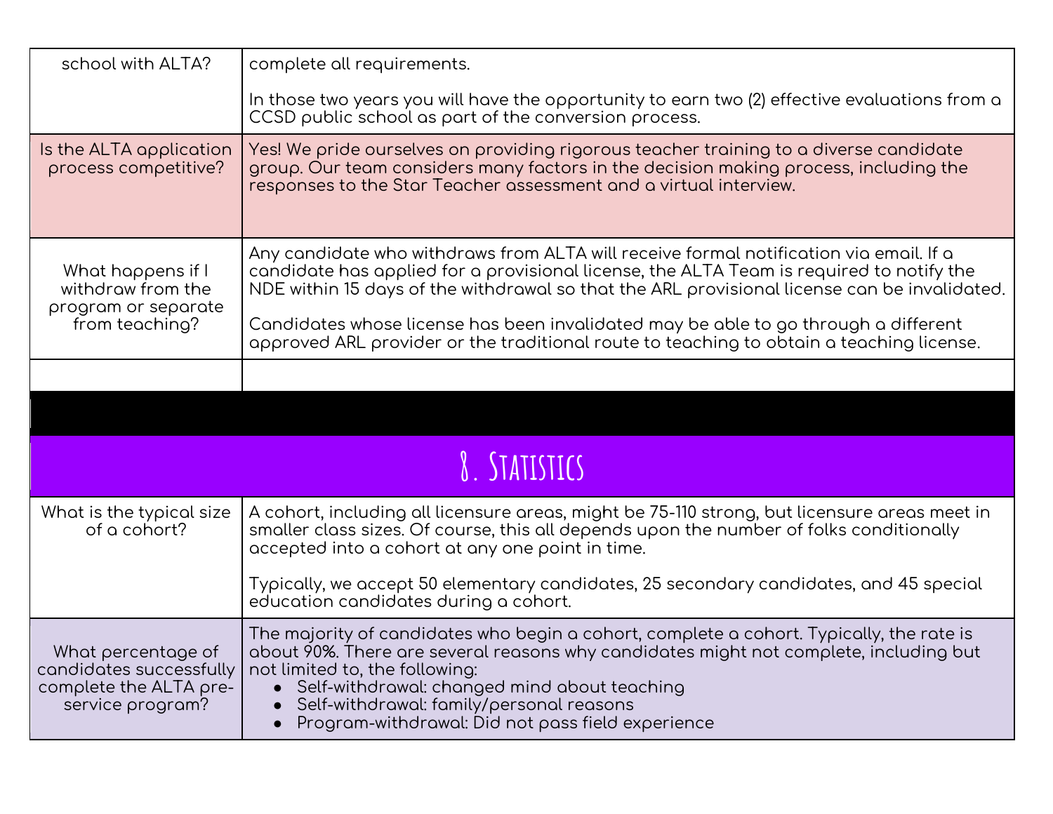| | |
|---|---|
| school with ALTA? | complete all requirements.<br><br>In those two years you will have the opportunity to earn two (2) effective evaluations from a CCSD public school as part of the conversion process. |
| Is the ALTA application process competitive? | Yes! We pride ourselves on providing rigorous teacher training to a diverse candidate group. Our team considers many factors in the decision making process, including the responses to the Star Teacher assessment and a virtual interview. |
| What happens if I withdraw from the program or separate from teaching? | Any candidate who withdraws from ALTA will receive formal notification via email. If a candidate has applied for a provisional license, the ALTA Team is required to notify the NDE within 15 days of the withdrawal so that the ARL provisional license can be invalidated.<br><br>Candidates whose license has been invalidated may be able to go through a different approved ARL provider or the traditional route to teaching to obtain a teaching license. |
| | |

## 8. Statistics

| | |
|---|---|
| What is the typical size of a cohort? | A cohort, including all licensure areas, might be 75-110 strong, but licensure areas meet in smaller class sizes. Of course, this all depends upon the number of folks conditionally accepted into a cohort at any one point in time.<br><br>Typically, we accept 50 elementary candidates, 25 secondary candidates, and 45 special education candidates during a cohort. |
| What percentage of candidates successfully complete the ALTA pre-service program? | The majority of candidates who begin a cohort, complete a cohort. Typically, the rate is about 90%. There are several reasons why candidates might not complete, including but not limited to, the following:<br>• Self-withdrawal: changed mind about teaching<br>• Self-withdrawal: family/personal reasons<br>• Program-withdrawal: Did not pass field experience |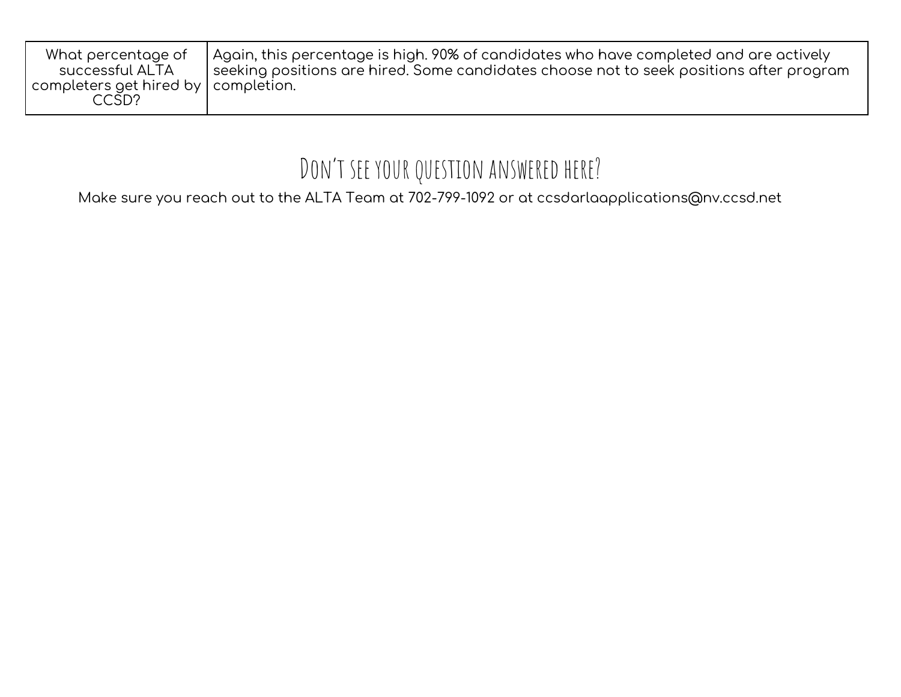| | |
|---|---|
| What percentage of successful ALTA completers get hired by CCSD? | Again, this percentage is high. 90% of candidates who have completed and are actively seeking positions are hired. Some candidates choose not to seek positions after program completion. |

## Don't see your question answered here?

Make sure you reach out to the ALTA Team at 702-799-1092 or at ccsdarlaapplications@nv.ccsd.net